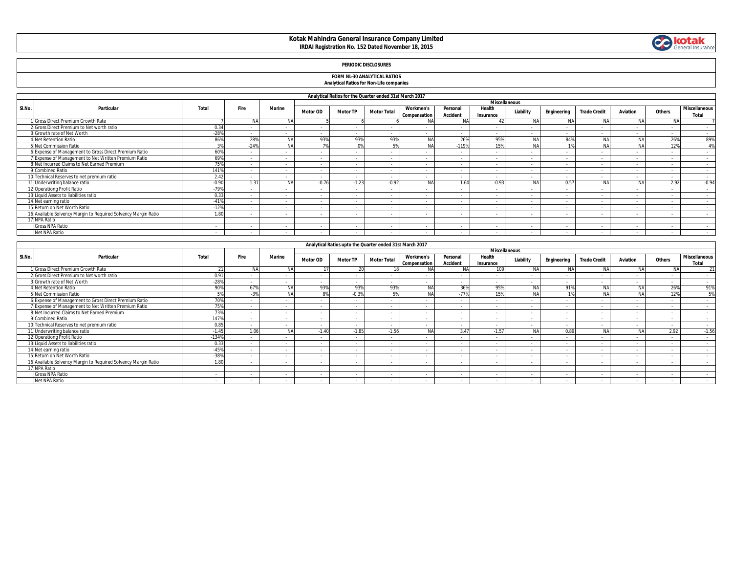# Kotak Mahindra General Insurance Company Limited

**IRDAI Registration No. 152 Dated November 18, 2015**

## PERIODIC DISCLOSURES

### FORM NL-30 ANALYTICAL RATIOS

**Analytical Ratios for Non-Life companies**

**Analytical Ratios for the Quarter ended 31st March 2017**

| Sl.No. | Particular | Total | Fire | Marine | Miscellaneous | | | | | | | | | | | | |
|---|---|---|---|---|---|---|---|---|---|---|---|---|---|---|---|---|---|
| | | | | | Motor OD | Motor TP | Motor Total | Workmen's Compensation | Personal Accident | Health Insurance | Liability | Engineering | Trade Credit | Aviation | Others | Miscellaneous Total |
| 1 | Gross Direct Premium Growth Rate | 7 | NA | NA | 5 | 6 | 6 | NA | NA | 42 | NA | NA | NA | NA | NA | 7 |
| 2 | Gross Direct Premium to Net worth ratio | 0.34 | - | - | - | - | - | - | - | - | - | - | - | - | - | - |
| 3 | Growth rate of Net Worth | -28% | - | - | - | - | - | - | - | - | - | - | - | - | - | - |
| 4 | Net Retention Ratio | 86% | 28% | NA | 93% | 93% | 93% | NA | 26% | 95% | NA | 84% | NA | NA | 26% | 89% |
| 5 | Net Commission Ratio | 3% | -24% | NA | 7% | 0% | 5% | NA | -119% | 15% | NA | 1% | NA | NA | 12% | 4% |
| 6 | Expense of Management to Gross Direct Premium Ratio | 60% | - | - | - | - | - | - | - | - | - | - | - | - | - | - |
| 7 | Expense of Management to Net Written Premium Ratio | 69% | - | - | - | - | - | - | - | - | - | - | - | - | - | - |
| 8 | Net Incurred Claims to Net Earned Premium | 75% | - | - | - | - | - | - | - | - | - | - | - | - | - | - |
| 9 | Combined Ratio | 141% | - | - | - | - | - | - | - | - | - | - | - | - | - | - |
| 10 | Technical Reserves to net premium ratio | 2.42 | - | - | - | - | - | - | - | - | - | - | - | - | - | - |
| 11 | Underwriting balance ratio | -0.90 | 1.31 | NA | -0.76 | -1.23 | -0.92 | NA | 1.64 | -0.93 | NA | 0.57 | NA | NA | 2.92 | -0.94 |
| 12 | Operationg Profit Ratio | -79% | - | - | - | - | - | - | - | - | - | - | - | - | - | - |
| 13 | Liquid Assets to liabilities ratio | 0.33 | - | - | - | - | - | - | - | - | - | - | - | - | - | - |
| 14 | Net earning ratio | -41% | - | - | - | - | - | - | - | - | - | - | - | - | - | - |
| 15 | Return on Net Worth Ratio | -12% | - | - | - | - | - | - | - | - | - | - | - | - | - | - |
| 16 | Available Solvency Margin to Required Solvency Margin Ratio | 1.80 | - | - | - | - | - | - | - | - | - | - | - | - | - | - |
| 17 | NPA Ratio | | | | | | | | | | | | | | | |
| | Gross NPA Ratio | - | - | - | - | - | - | - | - | - | - | - | - | - | - | - |
| | Net NPA Ratio | - | - | - | - | - | - | - | - | - | - | - | - | - | - | - |

**Analytical Ratios upto the Quarter ended 31st March 2017**

| Sl.No. | Particular | Total | Fire | Marine | Miscellaneous | | | | | | | | | | | |
|---|---|---|---|---|---|---|---|---|---|---|---|---|---|---|---|---|
| | | | | | Motor OD | Motor TP | Motor Total | Workmen's Compensation | Personal Accident | Health Insurance | Liability | Engineering | Trade Credit | Aviation | Others | Miscellaneous Total |
| 1 | Gross Direct Premium Growth Rate | 21 | NA | NA | 17 | 20 | 18 | NA | NA | 109 | NA | NA | NA | NA | NA | 21 |
| 2 | Gross Direct Premium to Net worth ratio | 0.91 | - | - | - | - | - | - | - | - | - | - | - | - | - | - |
| 3 | Growth rate of Net Worth | -28% | - | - | - | - | - | - | - | - | - | - | - | - | - | - |
| 4 | Net Retention Ratio | 90% | 67% | NA | 93% | 93% | 93% | NA | 36% | 95% | NA | 91% | NA | NA | 26% | 91% |
| 5 | Net Commission Ratio | 5% | -3% | NA | 8% | -0.3% | 5% | NA | -77% | 15% | NA | 1% | NA | NA | 12% | 5% |
| 6 | Expense of Management to Gross Direct Premium Ratio | 70% | - | - | - | - | - | - | - | - | - | - | - | - | - | - |
| 7 | Expense of Management to Net Written Premium Ratio | 75% | - | - | - | - | - | - | - | - | - | - | - | - | - | - |
| 8 | Net Incurred Claims to Net Earned Premium | 73% | - | - | - | - | - | - | - | - | - | - | - | - | - | - |
| 9 | Combined Ratio | 147% | - | - | - | - | - | - | - | - | - | - | - | - | - | - |
| 10 | Technical Reserves to net premium ratio | 0.85 | - | - | - | - | - | - | - | - | - | - | - | - | - | - |
| 11 | Underwriting balance ratio | -1.45 | 1.06 | NA | -1.40 | -1.85 | -1.56 | NA | 3.47 | -1.57 | NA | 0.89 | NA | NA | 2.92 | -1.56 |
| 12 | Operationg Profit Ratio | -134% | - | - | - | - | - | - | - | - | - | - | - | - | - | - |
| 13 | Liquid Assets to liabilities ratio | 0.33 | - | - | - | - | - | - | - | - | - | - | - | - | - | - |
| 14 | Net earning ratio | -45% | - | - | - | - | - | - | - | - | - | - | - | - | - | - |
| 15 | Return on Net Worth Ratio | -38% | - | - | - | - | - | - | - | - | - | - | - | - | - | - |
| 16 | Available Solvency Margin to Required Solvency Margin Ratio | 1.80 | - | - | - | - | - | - | - | - | - | - | - | - | - | - |
| 17 | NPA Ratio | | | | | | | | | | | | | | | |
| | Gross NPA Ratio | - | - | - | - | - | - | - | - | - | - | - | - | - | - | - |
| | Net NPA Ratio | - | - | - | - | - | - | - | - | - | - | - | - | - | - | - |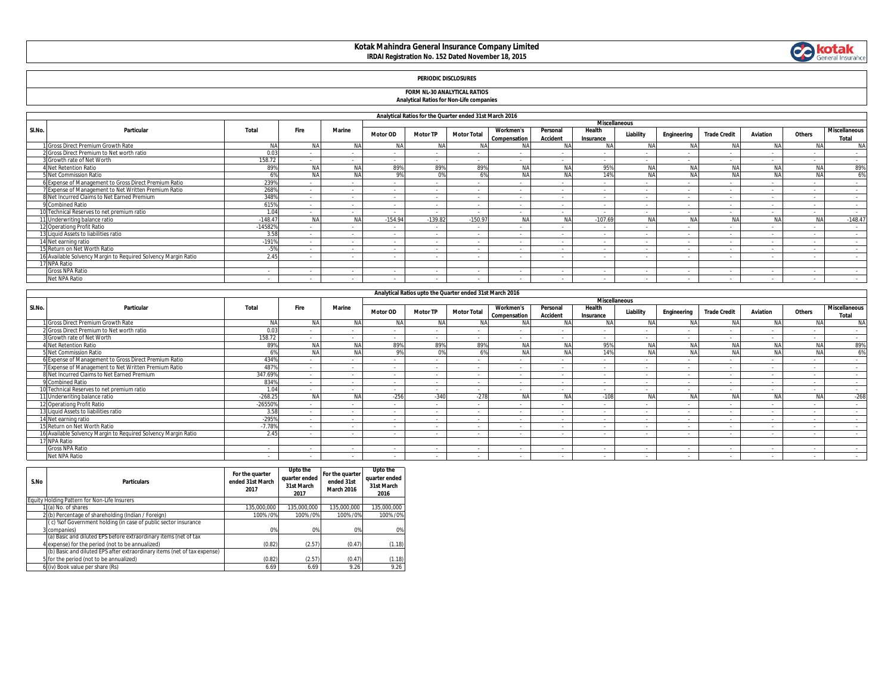# Kotak Mahindra General Insurance Company Limited

**IRDAI Registration No. 152 Dated November 18, 2015**

**PERIODIC DISCLOSURES**

**FORM NL-30 ANALYTICAL RATIOS**

**Analytical Ratios for Non-Life companies**

| Analytical Ratios for the Quarter ended 31st March 2016 | | | | | | | | | | | | | | | | | |
|---|---|---|---|---|---|---|---|---|---|---|---|---|---|---|---|---|---|
| Sl.No. | Particular | Total | Fire | Marine | Miscellaneous | | | | | | | | | | | | |
| | | | | | Motor OD | Motor TP | Motor Total | Workmen's Compensation | Personal Accident | Health Insurance | Liability | Engineering | Trade Credit | Aviation | Others | Miscellaneous Total |
| 1 | Gross Direct Premium Growth Rate | NA | NA | NA | NA | NA | NA | NA | NA | NA | NA | NA | NA | NA | NA | NA |
| 2 | Gross Direct Premium to Net worth ratio | 0.03 | - | - | - | - | - | - | - | - | - | - | - | - | - | - |
| 3 | Growth rate of Net Worth | 158.72 | - | - | - | - | - | - | - | - | - | - | - | - | - | - |
| 4 | Net Retention Ratio | 89% | NA | NA | 89% | 89% | 89% | NA | NA | 95% | NA | NA | NA | NA | NA | 89% |
| 5 | Net Commission Ratio | 6% | NA | NA | 9% | 0% | 6% | NA | NA | 14% | NA | NA | NA | NA | NA | 6% |
| 6 | Expense of Management to Gross Direct Premium Ratio | 239% | - | - | - | - | - | - | - | - | - | - | - | - | - | - |
| 7 | Expense of Management to Net Written Premium Ratio | 268% | - | - | - | - | - | - | - | - | - | - | - | - | - | - |
| 8 | Net Incurred Claims to Net Earned Premium | 348% | - | - | - | - | - | - | - | - | - | - | - | - | - | - |
| 9 | Combined Ratio | 615% | - | - | - | - | - | - | - | - | - | - | - | - | - | - |
| 10 | Technical Reserves to net premium ratio | 1.04 | - | - | - | - | - | - | - | - | - | - | - | - | - | - |
| 11 | Underwriting balance ratio | -148.47 | NA | NA | -154.94 | -139.82 | -150.97 | NA | NA | -107.69 | NA | NA | NA | NA | NA | -148.47 |
| 12 | Operationg Profit Ratio | -14582% | - | - | - | - | - | - | - | - | - | - | - | - | - | - |
| 13 | Liquid Assets to liabilities ratio | 3.58 | - | - | - | - | - | - | - | - | - | - | - | - | - | - |
| 14 | Net earning ratio | -191% | - | - | - | - | - | - | - | - | - | - | - | - | - | - |
| 15 | Return on Net Worth Ratio | -5% | - | - | - | - | - | - | - | - | - | - | - | - | - | - |
| 16 | Available Solvency Margin to Required Solvency Margin Ratio | 2.45 | - | - | - | - | - | - | - | - | - | - | - | - | - | - |
| 17 | NPA Ratio | | | | | | | | | | | | | | | |
| | Gross NPA Ratio | - | - | - | - | - | - | - | - | - | - | - | - | - | - | - |
| | Net NPA Ratio | - | - | - | - | - | - | - | - | - | - | - | - | - | - | - |

| Analytical Ratios upto the Quarter ended 31st March 2016 | | | | | | | | | | | | | | | | | |
|---|---|---|---|---|---|---|---|---|---|---|---|---|---|---|---|---|---|
| Sl.No. | Particular | Total | Fire | Marine | Miscellaneous | | | | | | | | | | | | |
| | | | | | Motor OD | Motor TP | Motor Total | Workmen's Compensation | Personal Accident | Health Insurance | Liability | Engineering | Trade Credit | Aviation | Others | Miscellaneous Total |
| 1 | Gross Direct Premium Growth Rate | NA | NA | NA | NA | NA | NA | NA | NA | NA | NA | NA | NA | NA | NA | NA |
| 2 | Gross Direct Premium to Net worth ratio | 0.03 | - | - | - | - | - | - | - | - | - | - | - | - | - | - |
| 3 | Growth rate of Net Worth | 158.72 | - | - | - | - | - | - | - | - | - | - | - | - | - | - |
| 4 | Net Retention Ratio | 89% | NA | NA | 89% | 89% | 89% | NA | NA | 95% | NA | NA | NA | NA | NA | 89% |
| 5 | Net Commission Ratio | 6% | NA | NA | 9% | 0% | 6% | NA | NA | 14% | NA | NA | NA | NA | NA | 6% |
| 6 | Expense of Management to Gross Direct Premium Ratio | 434% | - | - | - | - | - | - | - | - | - | - | - | - | - | - |
| 7 | Expense of Management to Net Written Premium Ratio | 487% | - | - | - | - | - | - | - | - | - | - | - | - | - | - |
| 8 | Net Incurred Claims to Net Earned Premium | 347.69% | - | - | - | - | - | - | - | - | - | - | - | - | - | - |
| 9 | Combined Ratio | 834% | - | - | - | - | - | - | - | - | - | - | - | - | - | - |
| 10 | Technical Reserves to net premium ratio | 1.04 | - | - | - | - | - | - | - | - | - | - | - | - | - | - |
| 11 | Underwriting balance ratio | -268.25 | NA | NA | -256 | -340 | -278 | NA | NA | -108 | NA | NA | NA | NA | NA | -268 |
| 12 | Operationg Profit Ratio | -26550% | - | - | - | - | - | - | - | - | - | - | - | - | - | - |
| 13 | Liquid Assets to liabilities ratio | 3.58 | - | - | - | - | - | - | - | - | - | - | - | - | - | - |
| 14 | Net earning ratio | -295% | - | - | - | - | - | - | - | - | - | - | - | - | - | - |
| 15 | Return on Net Worth Ratio | -7.78% | - | - | - | - | - | - | - | - | - | - | - | - | - | - |
| 16 | Available Solvency Margin to Required Solvency Margin Ratio | 2.45 | - | - | - | - | - | - | - | - | - | - | - | - | - | - |
| 17 | NPA Ratio | | | | | | | | | | | | | | | |
| | Gross NPA Ratio | - | - | - | - | - | - | - | - | - | - | - | - | - | - | - |
| | Net NPA Ratio | - | - | - | - | - | - | - | - | - | - | - | - | - | - | - |

| S.No | Particulars | For the quarter ended 31st March 2017 | Upto the quarter ended 31st March 2017 | For the quarter ended 31st March 2016 | Upto the quarter ended 31st March 2016 |
|---|---|---|---|---|---|
| | Equity Holding Pattern for Non-Life Insurers | | | | |
| 1 | (a) No. of shares | 135,000,000 | 135,000,000 | 135,000,000 | 135,000,000 |
| 2 | (b) Percentage of shareholding (Indian / Foreign) | 100% /0% | 100% /0% | 100% /0% | 100% /0% |
| 3 | ( c) %of Government holding (in case of public sector insurance companies) | 0% | 0% | 0% | 0% |
| 4 | (a) Basic and diluted EPS before extraordinary items (net of tax expense) for the period (not to be annualized) | (0.82) | (2.57) | (0.47) | (1.18) |
| 5 | (b) Basic and diluted EPS after extraordinary items (net of tax expense) for the period (not to be annualized) | (0.82) | (2.57) | (0.47) | (1.18) |
| 6 | (iv) Book value per share (Rs) | 6.69 | 6.69 | 9.26 | 9.26 |